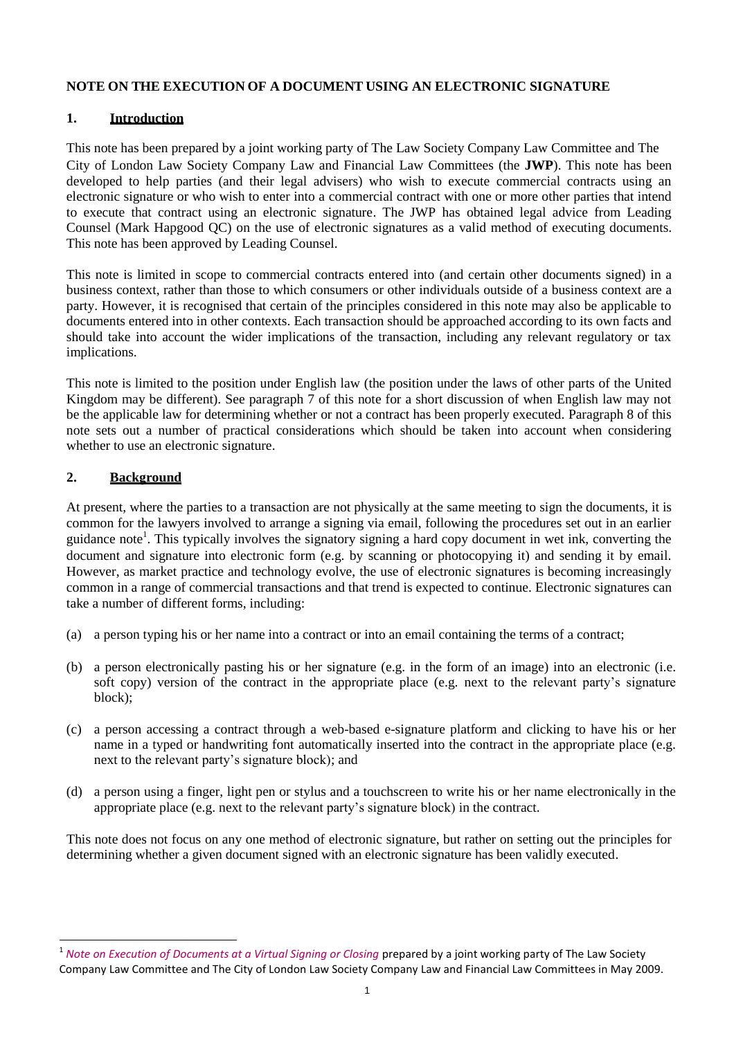# NOTE ON THE EXECUTION OF A DOCUMENT USING AN ELECTRONIC SIGNATURE

## 1. Introduction

This note has been prepared by a joint working party of The Law Society Company Law Committee and The City of London Law Society Company Law and Financial Law Committees (the **JWP**). This note has been developed to help parties (and their legal advisers) who wish to execute commercial contracts using an electronic signature or who wish to enter into a commercial contract with one or more other parties that intend to execute that contract using an electronic signature. The JWP has obtained legal advice from Leading Counsel (Mark Hapgood QC) on the use of electronic signatures as a valid method of executing documents. This note has been approved by Leading Counsel.

This note is limited in scope to commercial contracts entered into (and certain other documents signed) in a business context, rather than those to which consumers or other individuals outside of a business context are a party. However, it is recognised that certain of the principles considered in this note may also be applicable to documents entered into in other contexts. Each transaction should be approached according to its own facts and should take into account the wider implications of the transaction, including any relevant regulatory or tax implications.

This note is limited to the position under English law (the position under the laws of other parts of the United Kingdom may be different). See paragraph 7 of this note for a short discussion of when English law may not be the applicable law for determining whether or not a contract has been properly executed. Paragraph 8 of this note sets out a number of practical considerations which should be taken into account when considering whether to use an electronic signature.

## 2. Background

At present, where the parties to a transaction are not physically at the same meeting to sign the documents, it is common for the lawyers involved to arrange a signing via email, following the procedures set out in an earlier guidance note[1]. This typically involves the signatory signing a hard copy document in wet ink, converting the document and signature into electronic form (e.g. by scanning or photocopying it) and sending it by email. However, as market practice and technology evolve, the use of electronic signatures is becoming increasingly common in a range of commercial transactions and that trend is expected to continue. Electronic signatures can take a number of different forms, including:

(a) a person typing his or her name into a contract or into an email containing the terms of a contract;

(b) a person electronically pasting his or her signature (e.g. in the form of an image) into an electronic (i.e. soft copy) version of the contract in the appropriate place (e.g. next to the relevant party's signature block);

(c) a person accessing a contract through a web-based e-signature platform and clicking to have his or her name in a typed or handwriting font automatically inserted into the contract in the appropriate place (e.g. next to the relevant party's signature block); and

(d) a person using a finger, light pen or stylus and a touchscreen to write his or her name electronically in the appropriate place (e.g. next to the relevant party's signature block) in the contract.

This note does not focus on any one method of electronic signature, but rather on setting out the principles for determining whether a given document signed with an electronic signature has been validly executed.

---

[1] *Note on Execution of Documents at a Virtual Signing or Closing* prepared by a joint working party of The Law Society Company Law Committee and The City of London Law Society Company Law and Financial Law Committees in May 2009.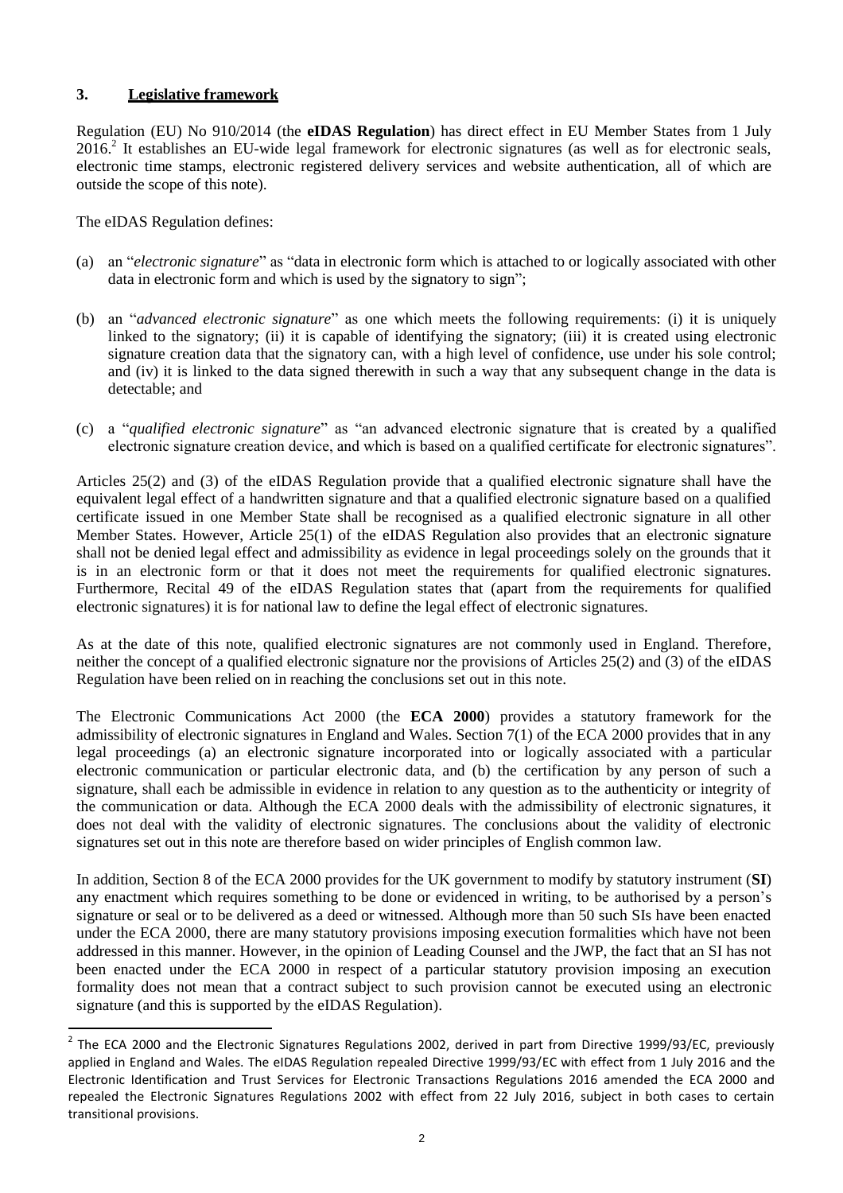## 3. Legislative framework

Regulation (EU) No 910/2014 (the **eIDAS Regulation**) has direct effect in EU Member States from 1 July 2016.[2] It establishes an EU-wide legal framework for electronic signatures (as well as for electronic seals, electronic time stamps, electronic registered delivery services and website authentication, all of which are outside the scope of this note).

The eIDAS Regulation defines:

(a) an "*electronic signature*" as "data in electronic form which is attached to or logically associated with other data in electronic form and which is used by the signatory to sign";

(b) an "*advanced electronic signature*" as one which meets the following requirements: (i) it is uniquely linked to the signatory; (ii) it is capable of identifying the signatory; (iii) it is created using electronic signature creation data that the signatory can, with a high level of confidence, use under his sole control; and (iv) it is linked to the data signed therewith in such a way that any subsequent change in the data is detectable; and

(c) a "*qualified electronic signature*" as "an advanced electronic signature that is created by a qualified electronic signature creation device, and which is based on a qualified certificate for electronic signatures".

Articles 25(2) and (3) of the eIDAS Regulation provide that a qualified electronic signature shall have the equivalent legal effect of a handwritten signature and that a qualified electronic signature based on a qualified certificate issued in one Member State shall be recognised as a qualified electronic signature in all other Member States. However, Article 25(1) of the eIDAS Regulation also provides that an electronic signature shall not be denied legal effect and admissibility as evidence in legal proceedings solely on the grounds that it is in an electronic form or that it does not meet the requirements for qualified electronic signatures. Furthermore, Recital 49 of the eIDAS Regulation states that (apart from the requirements for qualified electronic signatures) it is for national law to define the legal effect of electronic signatures.

As at the date of this note, qualified electronic signatures are not commonly used in England. Therefore, neither the concept of a qualified electronic signature nor the provisions of Articles 25(2) and (3) of the eIDAS Regulation have been relied on in reaching the conclusions set out in this note.

The Electronic Communications Act 2000 (the **ECA 2000**) provides a statutory framework for the admissibility of electronic signatures in England and Wales. Section 7(1) of the ECA 2000 provides that in any legal proceedings (a) an electronic signature incorporated into or logically associated with a particular electronic communication or particular electronic data, and (b) the certification by any person of such a signature, shall each be admissible in evidence in relation to any question as to the authenticity or integrity of the communication or data. Although the ECA 2000 deals with the admissibility of electronic signatures, it does not deal with the validity of electronic signatures. The conclusions about the validity of electronic signatures set out in this note are therefore based on wider principles of English common law.

In addition, Section 8 of the ECA 2000 provides for the UK government to modify by statutory instrument (**SI**) any enactment which requires something to be done or evidenced in writing, to be authorised by a person's signature or seal or to be delivered as a deed or witnessed. Although more than 50 such SIs have been enacted under the ECA 2000, there are many statutory provisions imposing execution formalities which have not been addressed in this manner. However, in the opinion of Leading Counsel and the JWP, the fact that an SI has not been enacted under the ECA 2000 in respect of a particular statutory provision imposing an execution formality does not mean that a contract subject to such provision cannot be executed using an electronic signature (and this is supported by the eIDAS Regulation).

[2] The ECA 2000 and the Electronic Signatures Regulations 2002, derived in part from Directive 1999/93/EC, previously applied in England and Wales. The eIDAS Regulation repealed Directive 1999/93/EC with effect from 1 July 2016 and the Electronic Identification and Trust Services for Electronic Transactions Regulations 2016 amended the ECA 2000 and repealed the Electronic Signatures Regulations 2002 with effect from 22 July 2016, subject in both cases to certain transitional provisions.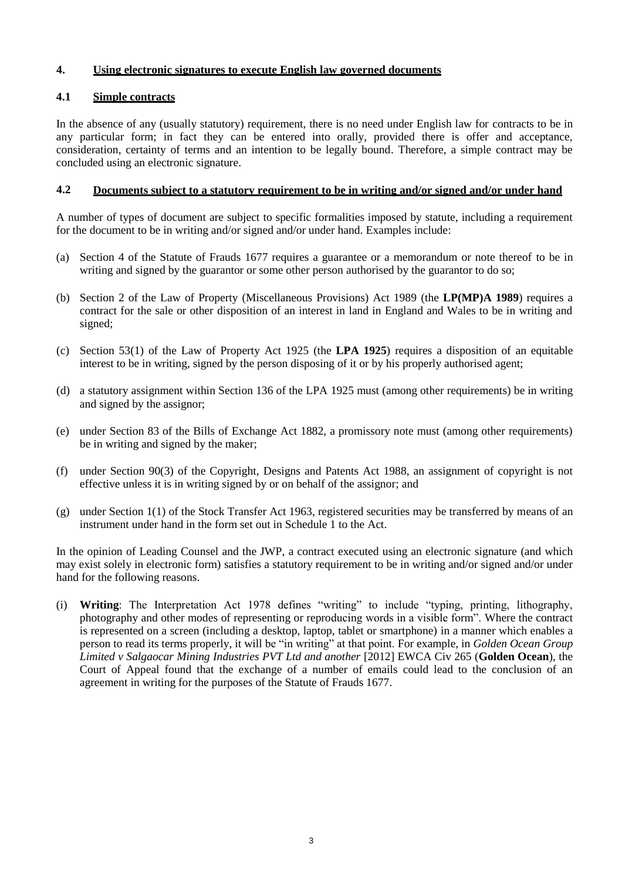## 4. Using electronic signatures to execute English law governed documents

### 4.1 Simple contracts

In the absence of any (usually statutory) requirement, there is no need under English law for contracts to be in any particular form; in fact they can be entered into orally, provided there is offer and acceptance, consideration, certainty of terms and an intention to be legally bound. Therefore, a simple contract may be concluded using an electronic signature.

### 4.2 Documents subject to a statutory requirement to be in writing and/or signed and/or under hand

A number of types of document are subject to specific formalities imposed by statute, including a requirement for the document to be in writing and/or signed and/or under hand. Examples include:

(a) Section 4 of the Statute of Frauds 1677 requires a guarantee or a memorandum or note thereof to be in writing and signed by the guarantor or some other person authorised by the guarantor to do so;

(b) Section 2 of the Law of Property (Miscellaneous Provisions) Act 1989 (the **LP(MP)A 1989**) requires a contract for the sale or other disposition of an interest in land in England and Wales to be in writing and signed;

(c) Section 53(1) of the Law of Property Act 1925 (the **LPA 1925**) requires a disposition of an equitable interest to be in writing, signed by the person disposing of it or by his properly authorised agent;

(d) a statutory assignment within Section 136 of the LPA 1925 must (among other requirements) be in writing and signed by the assignor;

(e) under Section 83 of the Bills of Exchange Act 1882, a promissory note must (among other requirements) be in writing and signed by the maker;

(f) under Section 90(3) of the Copyright, Designs and Patents Act 1988, an assignment of copyright is not effective unless it is in writing signed by or on behalf of the assignor; and

(g) under Section 1(1) of the Stock Transfer Act 1963, registered securities may be transferred by means of an instrument under hand in the form set out in Schedule 1 to the Act.

In the opinion of Leading Counsel and the JWP, a contract executed using an electronic signature (and which may exist solely in electronic form) satisfies a statutory requirement to be in writing and/or signed and/or under hand for the following reasons.

(i) **Writing**: The Interpretation Act 1978 defines "writing" to include "typing, printing, lithography, photography and other modes of representing or reproducing words in a visible form". Where the contract is represented on a screen (including a desktop, laptop, tablet or smartphone) in a manner which enables a person to read its terms properly, it will be "in writing" at that point. For example, in *Golden Ocean Group Limited v Salgaocar Mining Industries PVT Ltd and another* [2012] EWCA Civ 265 (**Golden Ocean**), the Court of Appeal found that the exchange of a number of emails could lead to the conclusion of an agreement in writing for the purposes of the Statute of Frauds 1677.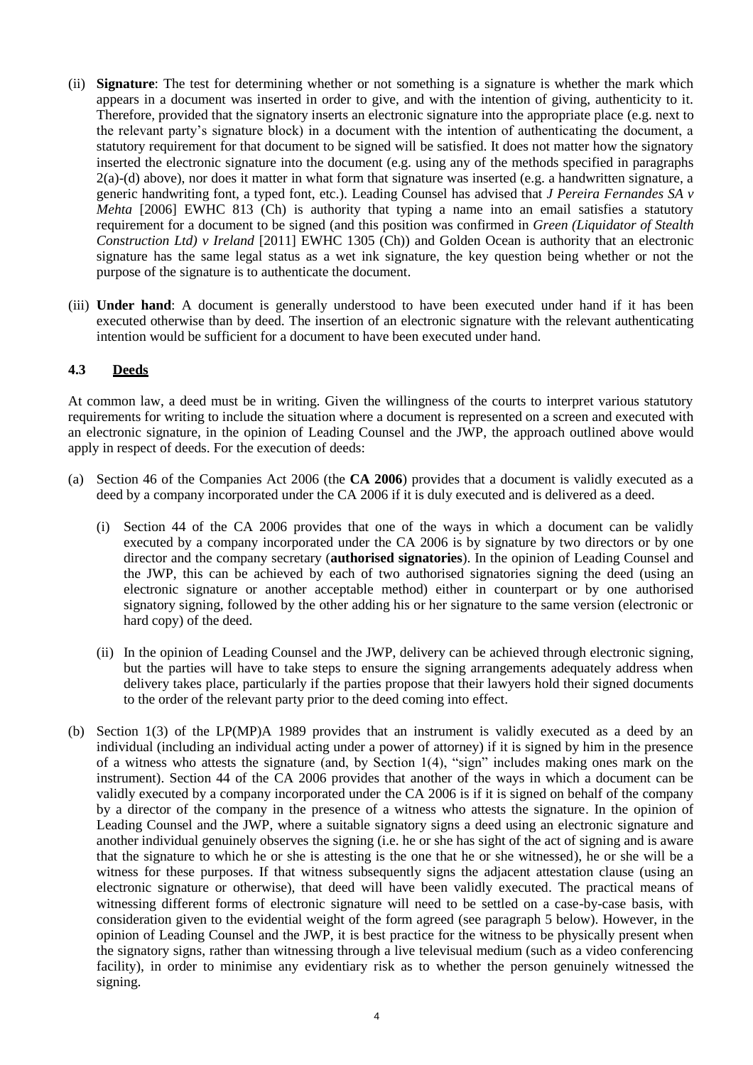(ii) **Signature**: The test for determining whether or not something is a signature is whether the mark which appears in a document was inserted in order to give, and with the intention of giving, authenticity to it. Therefore, provided that the signatory inserts an electronic signature into the appropriate place (e.g. next to the relevant party's signature block) in a document with the intention of authenticating the document, a statutory requirement for that document to be signed will be satisfied. It does not matter how the signatory inserted the electronic signature into the document (e.g. using any of the methods specified in paragraphs 2(a)-(d) above), nor does it matter in what form that signature was inserted (e.g. a handwritten signature, a generic handwriting font, a typed font, etc.). Leading Counsel has advised that *J Pereira Fernandes SA v Mehta* [2006] EWHC 813 (Ch) is authority that typing a name into an email satisfies a statutory requirement for a document to be signed (and this position was confirmed in *Green (Liquidator of Stealth Construction Ltd) v Ireland* [2011] EWHC 1305 (Ch)) and Golden Ocean is authority that an electronic signature has the same legal status as a wet ink signature, the key question being whether or not the purpose of the signature is to authenticate the document.

(iii) **Under hand**: A document is generally understood to have been executed under hand if it has been executed otherwise than by deed. The insertion of an electronic signature with the relevant authenticating intention would be sufficient for a document to have been executed under hand.

### 4.3 Deeds

At common law, a deed must be in writing. Given the willingness of the courts to interpret various statutory requirements for writing to include the situation where a document is represented on a screen and executed with an electronic signature, in the opinion of Leading Counsel and the JWP, the approach outlined above would apply in respect of deeds. For the execution of deeds:

(a) Section 46 of the Companies Act 2006 (the **CA 2006**) provides that a document is validly executed as a deed by a company incorporated under the CA 2006 if it is duly executed and is delivered as a deed.

   (i) Section 44 of the CA 2006 provides that one of the ways in which a document can be validly executed by a company incorporated under the CA 2006 is by signature by two directors or by one director and the company secretary (**authorised signatories**). In the opinion of Leading Counsel and the JWP, this can be achieved by each of two authorised signatories signing the deed (using an electronic signature or another acceptable method) either in counterpart or by one authorised signatory signing, followed by the other adding his or her signature to the same version (electronic or hard copy) of the deed.

   (ii) In the opinion of Leading Counsel and the JWP, delivery can be achieved through electronic signing, but the parties will have to take steps to ensure the signing arrangements adequately address when delivery takes place, particularly if the parties propose that their lawyers hold their signed documents to the order of the relevant party prior to the deed coming into effect.

(b) Section 1(3) of the LP(MP)A 1989 provides that an instrument is validly executed as a deed by an individual (including an individual acting under a power of attorney) if it is signed by him in the presence of a witness who attests the signature (and, by Section 1(4), "sign" includes making ones mark on the instrument). Section 44 of the CA 2006 provides that another of the ways in which a document can be validly executed by a company incorporated under the CA 2006 is if it is signed on behalf of the company by a director of the company in the presence of a witness who attests the signature. In the opinion of Leading Counsel and the JWP, where a suitable signatory signs a deed using an electronic signature and another individual genuinely observes the signing (i.e. he or she has sight of the act of signing and is aware that the signature to which he or she is attesting is the one that he or she witnessed), he or she will be a witness for these purposes. If that witness subsequently signs the adjacent attestation clause (using an electronic signature or otherwise), that deed will have been validly executed. The practical means of witnessing different forms of electronic signature will need to be settled on a case-by-case basis, with consideration given to the evidential weight of the form agreed (see paragraph 5 below). However, in the opinion of Leading Counsel and the JWP, it is best practice for the witness to be physically present when the signatory signs, rather than witnessing through a live televisual medium (such as a video conferencing facility), in order to minimise any evidentiary risk as to whether the person genuinely witnessed the signing.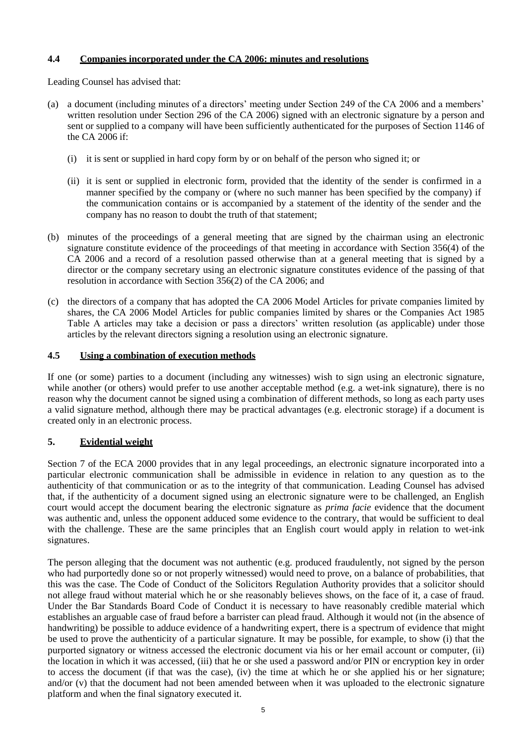### 4.4 Companies incorporated under the CA 2006: minutes and resolutions

Leading Counsel has advised that:

(a) a document (including minutes of a directors' meeting under Section 249 of the CA 2006 and a members' written resolution under Section 296 of the CA 2006) signed with an electronic signature by a person and sent or supplied to a company will have been sufficiently authenticated for the purposes of Section 1146 of the CA 2006 if:

   (i) it is sent or supplied in hard copy form by or on behalf of the person who signed it; or

   (ii) it is sent or supplied in electronic form, provided that the identity of the sender is confirmed in a manner specified by the company or (where no such manner has been specified by the company) if the communication contains or is accompanied by a statement of the identity of the sender and the company has no reason to doubt the truth of that statement;

(b) minutes of the proceedings of a general meeting that are signed by the chairman using an electronic signature constitute evidence of the proceedings of that meeting in accordance with Section 356(4) of the CA 2006 and a record of a resolution passed otherwise than at a general meeting that is signed by a director or the company secretary using an electronic signature constitutes evidence of the passing of that resolution in accordance with Section 356(2) of the CA 2006; and

(c) the directors of a company that has adopted the CA 2006 Model Articles for private companies limited by shares, the CA 2006 Model Articles for public companies limited by shares or the Companies Act 1985 Table A articles may take a decision or pass a directors' written resolution (as applicable) under those articles by the relevant directors signing a resolution using an electronic signature.

### 4.5 Using a combination of execution methods

If one (or some) parties to a document (including any witnesses) wish to sign using an electronic signature, while another (or others) would prefer to use another acceptable method (e.g. a wet-ink signature), there is no reason why the document cannot be signed using a combination of different methods, so long as each party uses a valid signature method, although there may be practical advantages (e.g. electronic storage) if a document is created only in an electronic process.

## 5. Evidential weight

Section 7 of the ECA 2000 provides that in any legal proceedings, an electronic signature incorporated into a particular electronic communication shall be admissible in evidence in relation to any question as to the authenticity of that communication or as to the integrity of that communication. Leading Counsel has advised that, if the authenticity of a document signed using an electronic signature were to be challenged, an English court would accept the document bearing the electronic signature as *prima facie* evidence that the document was authentic and, unless the opponent adduced some evidence to the contrary, that would be sufficient to deal with the challenge. These are the same principles that an English court would apply in relation to wet-ink signatures.

The person alleging that the document was not authentic (e.g. produced fraudulently, not signed by the person who had purportedly done so or not properly witnessed) would need to prove, on a balance of probabilities, that this was the case. The Code of Conduct of the Solicitors Regulation Authority provides that a solicitor should not allege fraud without material which he or she reasonably believes shows, on the face of it, a case of fraud. Under the Bar Standards Board Code of Conduct it is necessary to have reasonably credible material which establishes an arguable case of fraud before a barrister can plead fraud. Although it would not (in the absence of handwriting) be possible to adduce evidence of a handwriting expert, there is a spectrum of evidence that might be used to prove the authenticity of a particular signature. It may be possible, for example, to show (i) that the purported signatory or witness accessed the electronic document via his or her email account or computer, (ii) the location in which it was accessed, (iii) that he or she used a password and/or PIN or encryption key in order to access the document (if that was the case), (iv) the time at which he or she applied his or her signature; and/or (v) that the document had not been amended between when it was uploaded to the electronic signature platform and when the final signatory executed it.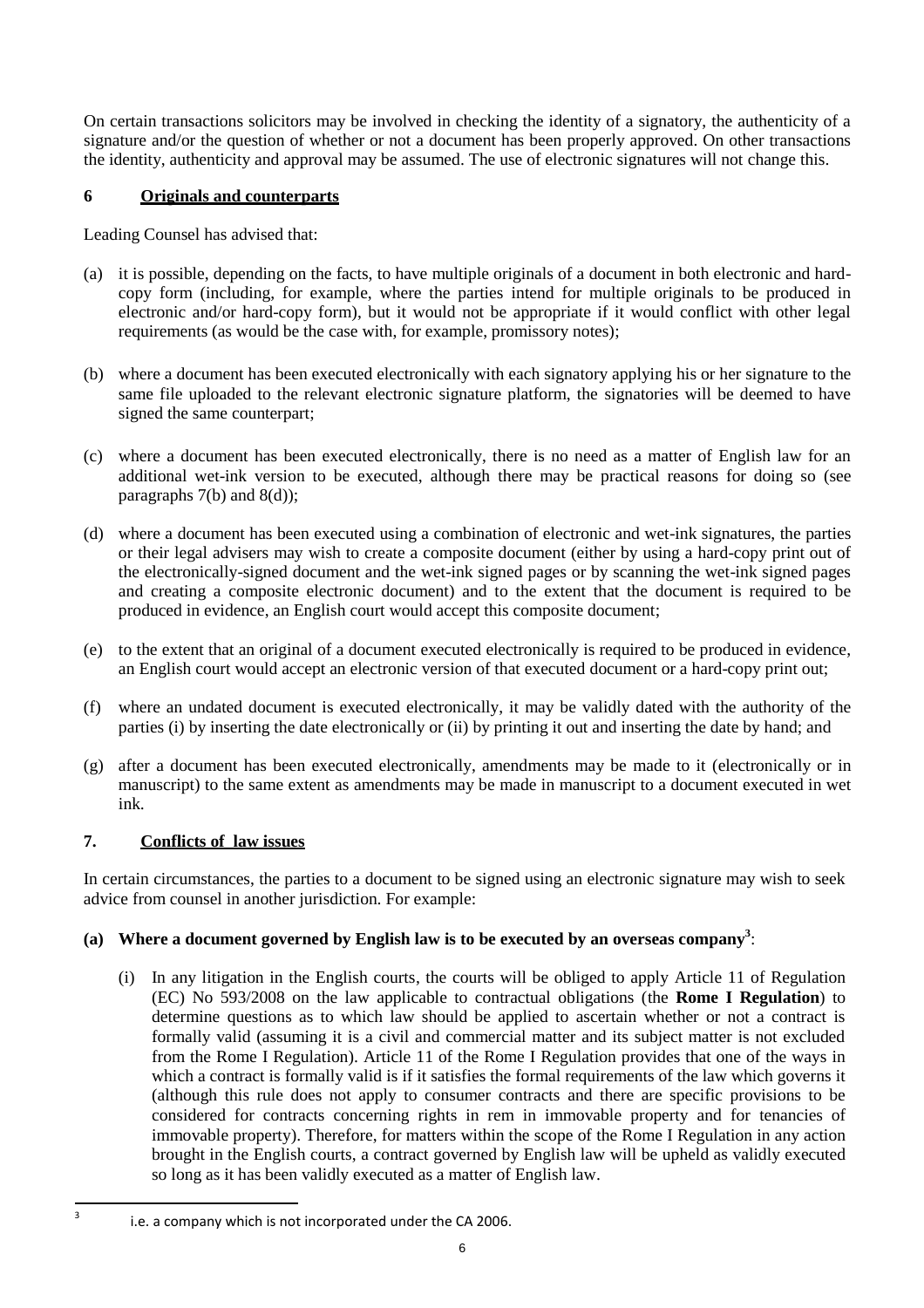On certain transactions solicitors may be involved in checking the identity of a signatory, the authenticity of a signature and/or the question of whether or not a document has been properly approved. On other transactions the identity, authenticity and approval may be assumed. The use of electronic signatures will not change this.

## 6 Originals and counterparts

Leading Counsel has advised that:

(a) it is possible, depending on the facts, to have multiple originals of a document in both electronic and hard-copy form (including, for example, where the parties intend for multiple originals to be produced in electronic and/or hard-copy form), but it would not be appropriate if it would conflict with other legal requirements (as would be the case with, for example, promissory notes);

(b) where a document has been executed electronically with each signatory applying his or her signature to the same file uploaded to the relevant electronic signature platform, the signatories will be deemed to have signed the same counterpart;

(c) where a document has been executed electronically, there is no need as a matter of English law for an additional wet-ink version to be executed, although there may be practical reasons for doing so (see paragraphs 7(b) and 8(d));

(d) where a document has been executed using a combination of electronic and wet-ink signatures, the parties or their legal advisers may wish to create a composite document (either by using a hard-copy print out of the electronically-signed document and the wet-ink signed pages or by scanning the wet-ink signed pages and creating a composite electronic document) and to the extent that the document is required to be produced in evidence, an English court would accept this composite document;

(e) to the extent that an original of a document executed electronically is required to be produced in evidence, an English court would accept an electronic version of that executed document or a hard-copy print out;

(f) where an undated document is executed electronically, it may be validly dated with the authority of the parties (i) by inserting the date electronically or (ii) by printing it out and inserting the date by hand; and

(g) after a document has been executed electronically, amendments may be made to it (electronically or in manuscript) to the same extent as amendments may be made in manuscript to a document executed in wet ink.

## 7. Conflicts of law issues

In certain circumstances, the parties to a document to be signed using an electronic signature may wish to seek advice from counsel in another jurisdiction. For example:

### (a) Where a document governed by English law is to be executed by an overseas company[3]:

(i) In any litigation in the English courts, the courts will be obliged to apply Article 11 of Regulation (EC) No 593/2008 on the law applicable to contractual obligations (the **Rome I Regulation**) to determine questions as to which law should be applied to ascertain whether or not a contract is formally valid (assuming it is a civil and commercial matter and its subject matter is not excluded from the Rome I Regulation). Article 11 of the Rome I Regulation provides that one of the ways in which a contract is formally valid is if it satisfies the formal requirements of the law which governs it (although this rule does not apply to consumer contracts and there are specific provisions to be considered for contracts concerning rights in rem in immovable property and for tenancies of immovable property). Therefore, for matters within the scope of the Rome I Regulation in any action brought in the English courts, a contract governed by English law will be upheld as validly executed so long as it has been validly executed as a matter of English law.

[3] i.e. a company which is not incorporated under the CA 2006.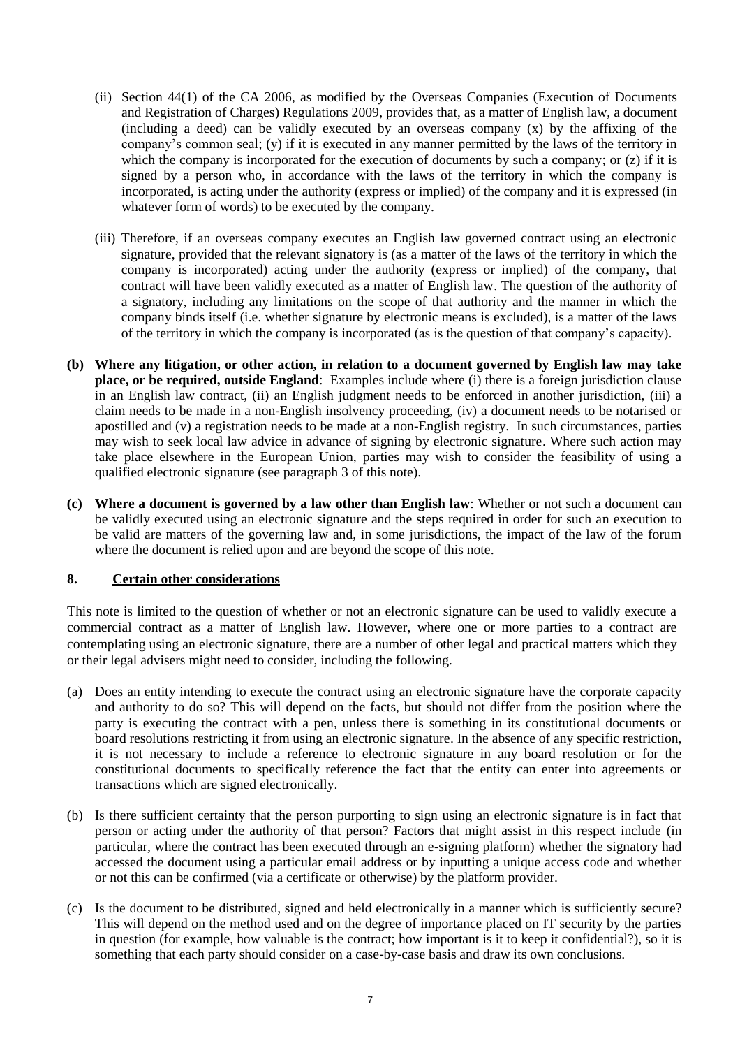(ii) Section 44(1) of the CA 2006, as modified by the Overseas Companies (Execution of Documents and Registration of Charges) Regulations 2009, provides that, as a matter of English law, a document (including a deed) can be validly executed by an overseas company (x) by the affixing of the company's common seal; (y) if it is executed in any manner permitted by the laws of the territory in which the company is incorporated for the execution of documents by such a company; or (z) if it is signed by a person who, in accordance with the laws of the territory in which the company is incorporated, is acting under the authority (express or implied) of the company and it is expressed (in whatever form of words) to be executed by the company.

(iii) Therefore, if an overseas company executes an English law governed contract using an electronic signature, provided that the relevant signatory is (as a matter of the laws of the territory in which the company is incorporated) acting under the authority (express or implied) of the company, that contract will have been validly executed as a matter of English law. The question of the authority of a signatory, including any limitations on the scope of that authority and the manner in which the company binds itself (i.e. whether signature by electronic means is excluded), is a matter of the laws of the territory in which the company is incorporated (as is the question of that company's capacity).

**(b) Where any litigation, or other action, in relation to a document governed by English law may take place, or be required, outside England**: Examples include where (i) there is a foreign jurisdiction clause in an English law contract, (ii) an English judgment needs to be enforced in another jurisdiction, (iii) a claim needs to be made in a non-English insolvency proceeding, (iv) a document needs to be notarised or apostilled and (v) a registration needs to be made at a non-English registry. In such circumstances, parties may wish to seek local law advice in advance of signing by electronic signature. Where such action may take place elsewhere in the European Union, parties may wish to consider the feasibility of using a qualified electronic signature (see paragraph 3 of this note).

**(c) Where a document is governed by a law other than English law**: Whether or not such a document can be validly executed using an electronic signature and the steps required in order for such an execution to be valid are matters of the governing law and, in some jurisdictions, the impact of the law of the forum where the document is relied upon and are beyond the scope of this note.

## 8. Certain other considerations

This note is limited to the question of whether or not an electronic signature can be used to validly execute a commercial contract as a matter of English law. However, where one or more parties to a contract are contemplating using an electronic signature, there are a number of other legal and practical matters which they or their legal advisers might need to consider, including the following.

(a) Does an entity intending to execute the contract using an electronic signature have the corporate capacity and authority to do so? This will depend on the facts, but should not differ from the position where the party is executing the contract with a pen, unless there is something in its constitutional documents or board resolutions restricting it from using an electronic signature. In the absence of any specific restriction, it is not necessary to include a reference to electronic signature in any board resolution or for the constitutional documents to specifically reference the fact that the entity can enter into agreements or transactions which are signed electronically.

(b) Is there sufficient certainty that the person purporting to sign using an electronic signature is in fact that person or acting under the authority of that person? Factors that might assist in this respect include (in particular, where the contract has been executed through an e-signing platform) whether the signatory had accessed the document using a particular email address or by inputting a unique access code and whether or not this can be confirmed (via a certificate or otherwise) by the platform provider.

(c) Is the document to be distributed, signed and held electronically in a manner which is sufficiently secure? This will depend on the method used and on the degree of importance placed on IT security by the parties in question (for example, how valuable is the contract; how important is it to keep it confidential?), so it is something that each party should consider on a case-by-case basis and draw its own conclusions.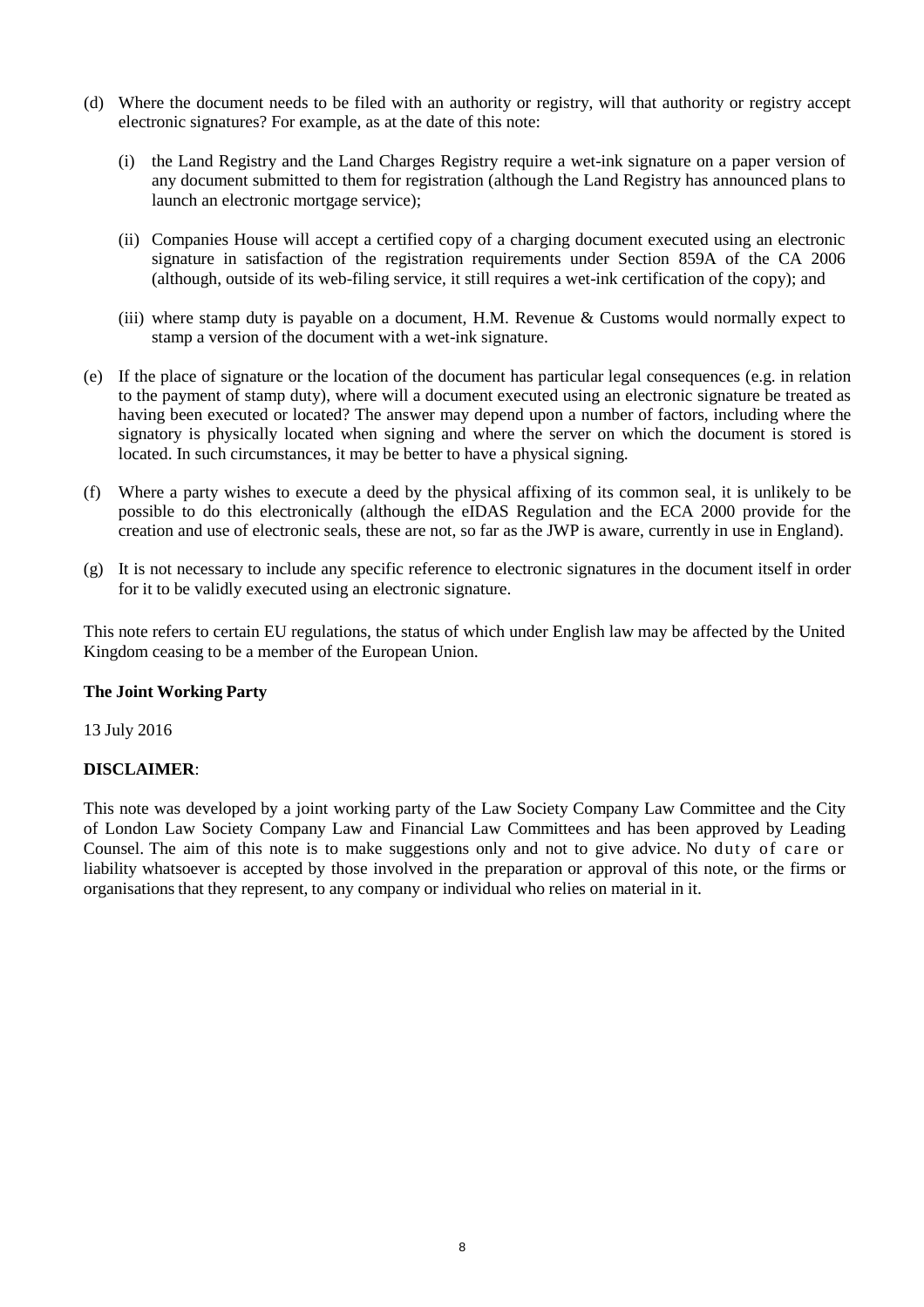(d) Where the document needs to be filed with an authority or registry, will that authority or registry accept electronic signatures? For example, as at the date of this note:

   (i) the Land Registry and the Land Charges Registry require a wet-ink signature on a paper version of any document submitted to them for registration (although the Land Registry has announced plans to launch an electronic mortgage service);

   (ii) Companies House will accept a certified copy of a charging document executed using an electronic signature in satisfaction of the registration requirements under Section 859A of the CA 2006 (although, outside of its web-filing service, it still requires a wet-ink certification of the copy); and

   (iii) where stamp duty is payable on a document, H.M. Revenue & Customs would normally expect to stamp a version of the document with a wet-ink signature.

(e) If the place of signature or the location of the document has particular legal consequences (e.g. in relation to the payment of stamp duty), where will a document executed using an electronic signature be treated as having been executed or located? The answer may depend upon a number of factors, including where the signatory is physically located when signing and where the server on which the document is stored is located. In such circumstances, it may be better to have a physical signing.

(f) Where a party wishes to execute a deed by the physical affixing of its common seal, it is unlikely to be possible to do this electronically (although the eIDAS Regulation and the ECA 2000 provide for the creation and use of electronic seals, these are not, so far as the JWP is aware, currently in use in England).

(g) It is not necessary to include any specific reference to electronic signatures in the document itself in order for it to be validly executed using an electronic signature.

This note refers to certain EU regulations, the status of which under English law may be affected by the United Kingdom ceasing to be a member of the European Union.

**The Joint Working Party**

13 July 2016

**DISCLAIMER**:

This note was developed by a joint working party of the Law Society Company Law Committee and the City of London Law Society Company Law and Financial Law Committees and has been approved by Leading Counsel. The aim of this note is to make suggestions only and not to give advice. No duty of care or liability whatsoever is accepted by those involved in the preparation or approval of this note, or the firms or organisations that they represent, to any company or individual who relies on material in it.